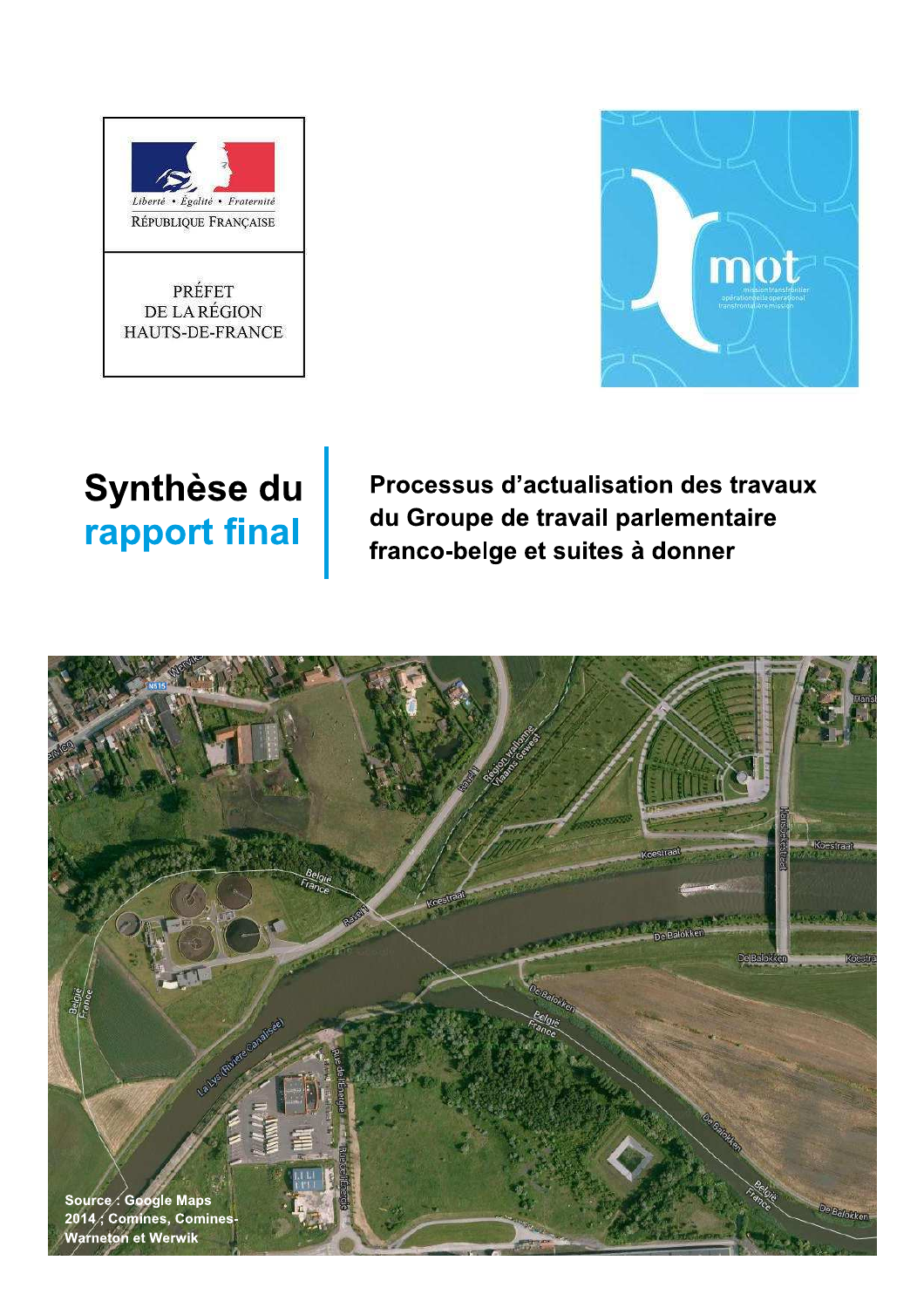Liberté • Égalité • Fraternité

RÉPUBLIQUE FRANÇAISE

PRÉFET DE LA RÉGION HAUTS-DE-FRANCE

mot

mission transfrontalière opérationnelle operational transfrontière mission

# Synthèse du rapport final

## Processus d'actualisation des travaux du Groupe de travail parlementaire franco-belge et suites à donner

Source : Google Maps 2014 ; Comines, Comines-Warneton et Werwik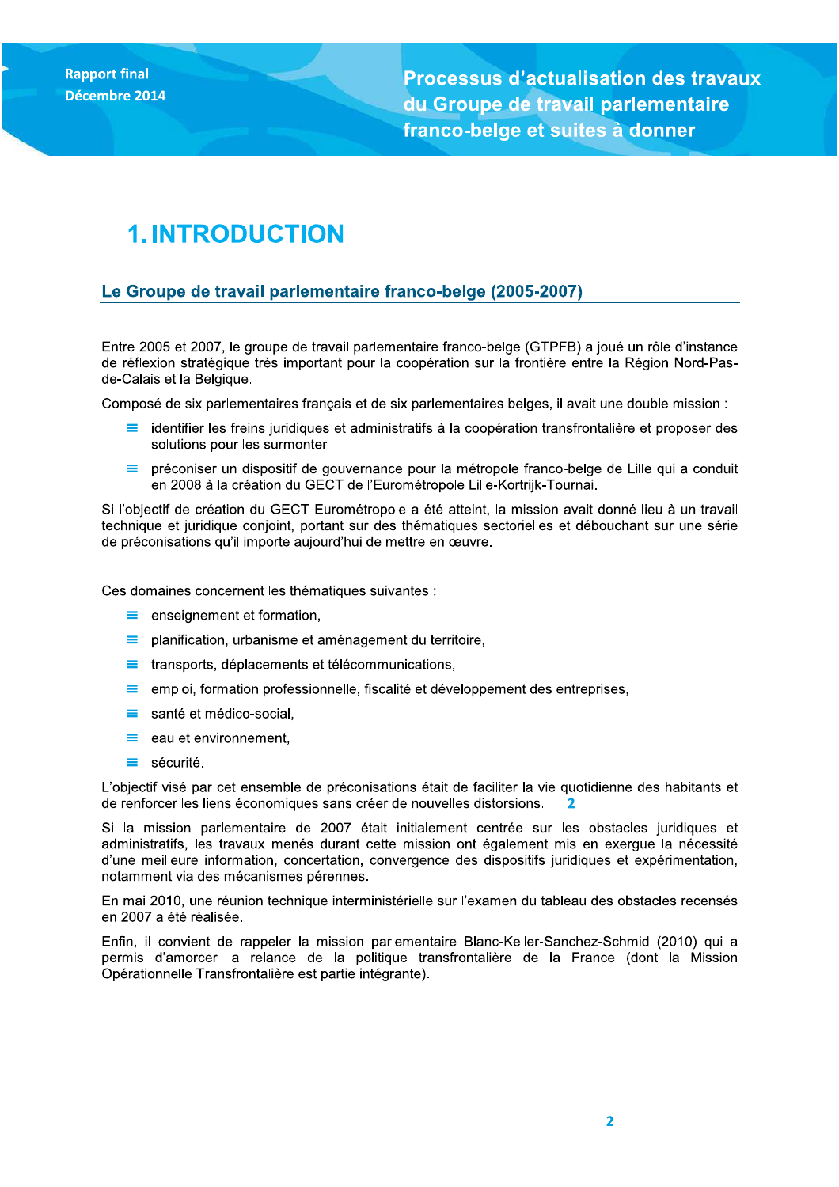# 1. INTRODUCTION

## Le Groupe de travail parlementaire franco-belge (2005-2007)

Entre 2005 et 2007, le groupe de travail parlementaire franco-belge (GTPFB) a joué un rôle d'instance de réflexion stratégique très important pour la coopération sur la frontière entre la Région Nord-Pas-de-Calais et la Belgique.

Composé de six parlementaires français et de six parlementaires belges, il avait une double mission :

- identifier les freins juridiques et administratifs à la coopération transfrontalière et proposer des solutions pour les surmonter
- préconiser un dispositif de gouvernance pour la métropole franco-belge de Lille qui a conduit en 2008 à la création du GECT de l'Eurométropole Lille-Kortrijk-Tournai.

Si l'objectif de création du GECT Eurométropole a été atteint, la mission avait donné lieu à un travail technique et juridique conjoint, portant sur des thématiques sectorielles et débouchant sur une série de préconisations qu'il importe aujourd'hui de mettre en œuvre.

Ces domaines concernent les thématiques suivantes :

- enseignement et formation,
- planification, urbanisme et aménagement du territoire,
- transports, déplacements et télécommunications,
- emploi, formation professionnelle, fiscalité et développement des entreprises,
- santé et médico-social,
- eau et environnement,
- sécurité.

L'objectif visé par cet ensemble de préconisations était de faciliter la vie quotidienne des habitants et de renforcer les liens économiques sans créer de nouvelles distorsions.

Si la mission parlementaire de 2007 était initialement centrée sur les obstacles juridiques et administratifs, les travaux menés durant cette mission ont également mis en exergue la nécessité d'une meilleure information, concertation, convergence des dispositifs juridiques et expérimentation, notamment via des mécanismes pérennes.

En mai 2010, une réunion technique interministérielle sur l'examen du tableau des obstacles recensés en 2007 a été réalisée.

Enfin, il convient de rappeler la mission parlementaire Blanc-Keller-Sanchez-Schmid (2010) qui a permis d'amorcer la relance de la politique transfrontalière de la France (dont la Mission Opérationnelle Transfrontalière est partie intégrante).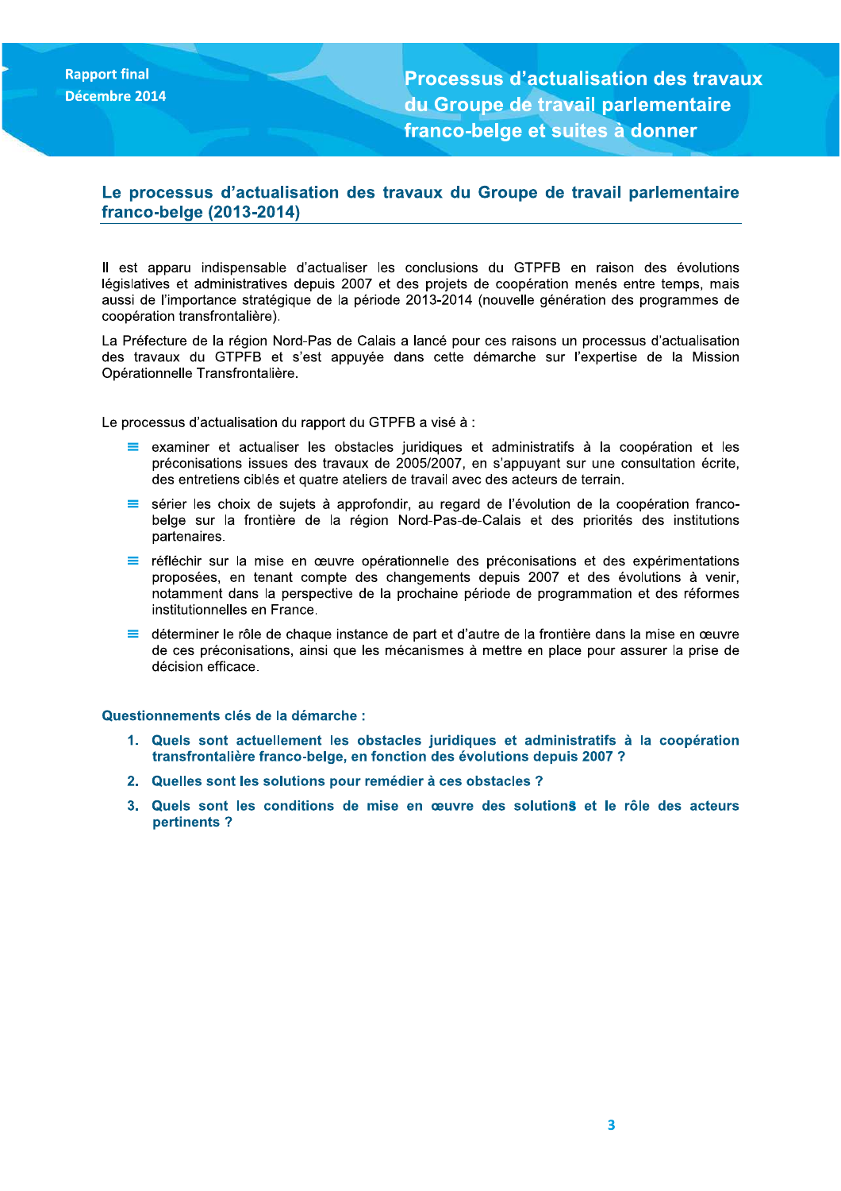## Le processus d'actualisation des travaux du Groupe de travail parlementaire franco-belge (2013-2014)

Il est apparu indispensable d'actualiser les conclusions du GTPFB en raison des évolutions législatives et administratives depuis 2007 et des projets de coopération menés entre temps, mais aussi de l'importance stratégique de la période 2013-2014 (nouvelle génération des programmes de coopération transfrontalière).

La Préfecture de la région Nord-Pas de Calais a lancé pour ces raisons un processus d'actualisation des travaux du GTPFB et s'est appuyée dans cette démarche sur l'expertise de la Mission Opérationnelle Transfrontalière.

Le processus d'actualisation du rapport du GTPFB a visé à :

- examiner et actualiser les obstacles juridiques et administratifs à la coopération et les préconisations issues des travaux de 2005/2007, en s'appuyant sur une consultation écrite, des entretiens ciblés et quatre ateliers de travail avec des acteurs de terrain.
- sérier les choix de sujets à approfondir, au regard de l'évolution de la coopération franco-belge sur la frontière de la région Nord-Pas-de-Calais et des priorités des institutions partenaires.
- réfléchir sur la mise en œuvre opérationnelle des préconisations et des expérimentations proposées, en tenant compte des changements depuis 2007 et des évolutions à venir, notamment dans la perspective de la prochaine période de programmation et des réformes institutionnelles en France.
- déterminer le rôle de chaque instance de part et d'autre de la frontière dans la mise en œuvre de ces préconisations, ainsi que les mécanismes à mettre en place pour assurer la prise de décision efficace.

**Questionnements clés de la démarche :**

1. **Quels sont actuellement les obstacles juridiques et administratifs à la coopération transfrontalière franco-belge, en fonction des évolutions depuis 2007 ?**
2. **Quelles sont les solutions pour remédier à ces obstacles ?**
3. **Quels sont les conditions de mise en œuvre des solutions et le rôle des acteurs pertinents ?**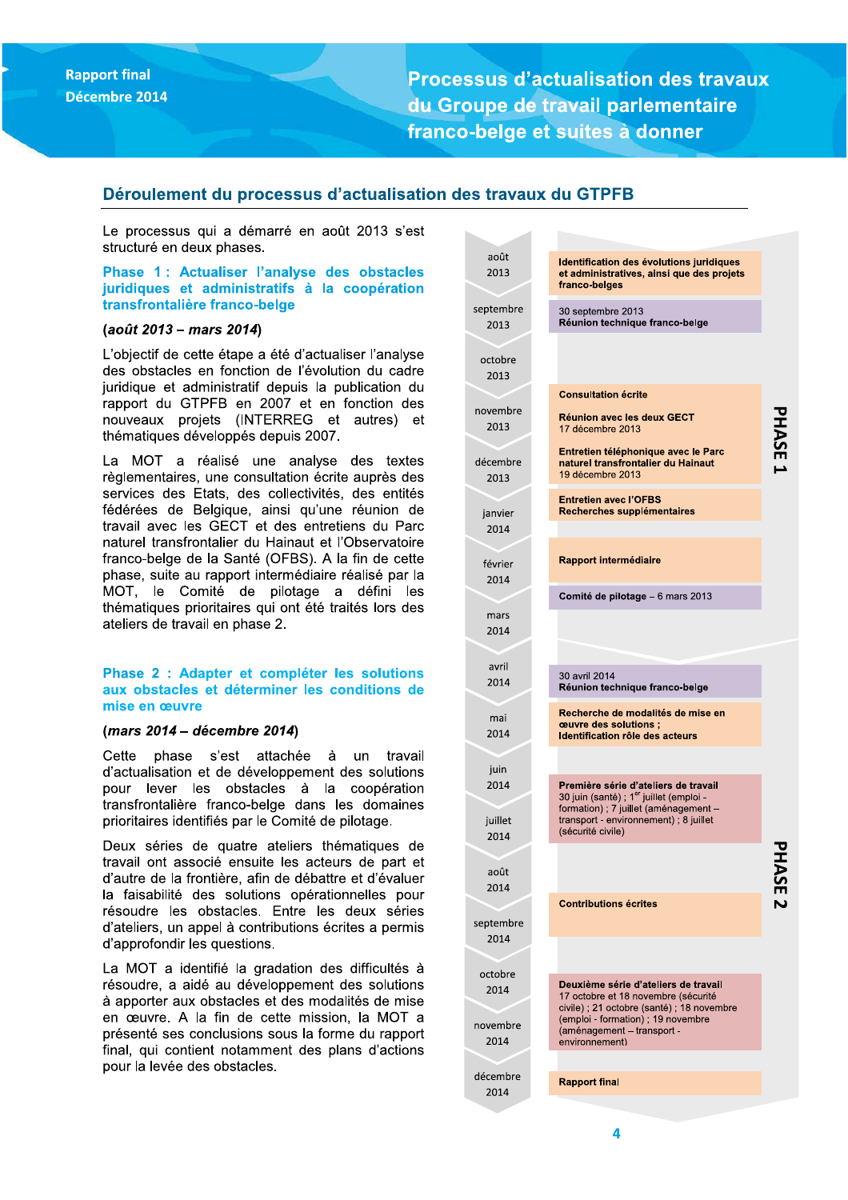## Déroulement du processus d'actualisation des travaux du GTPFB

Le processus qui a démarré en août 2013 s'est structuré en deux phases.

### Phase 1 : Actualiser l'analyse des obstacles juridiques et administratifs à la coopération transfrontalière franco-belge

**(*août 2013 – mars 2014*)**

L'objectif de cette étape a été d'actualiser l'analyse des obstacles en fonction de l'évolution du cadre juridique et administratif depuis la publication du rapport du GTPFB en 2007 et en fonction des nouveaux projets (INTERREG et autres) et thématiques développés depuis 2007.

La MOT a réalisé une analyse des textes règlementaires, une consultation écrite auprès des services des Etats, des collectivités, des entités fédérées de Belgique, ainsi qu'une réunion de travail avec les GECT et des entretiens du Parc naturel transfrontalier du Hainaut et l'Observatoire franco-belge de la Santé (OFBS). A la fin de cette phase, suite au rapport intermédiaire réalisé par la MOT, le Comité de pilotage a défini les thématiques prioritaires qui ont été traités lors des ateliers de travail en phase 2.

### Phase 2 : Adapter et compléter les solutions aux obstacles et déterminer les conditions de mise en œuvre

**(*mars 2014 – décembre 2014*)**

Cette phase s'est attachée à un travail d'actualisation et de développement des solutions pour lever les obstacles à la coopération transfrontalière franco-belge dans les domaines prioritaires identifiés par le Comité de pilotage.

Deux séries de quatre ateliers thématiques de travail ont associé ensuite les acteurs de part et d'autre de la frontière, afin de débattre et d'évaluer la faisabilité des solutions opérationnelles pour résoudre les obstacles. Entre les deux séries d'ateliers, un appel à contributions écrites a permis d'approfondir les questions.

La MOT a identifié la gradation des difficultés à résoudre, a aidé au développement des solutions à apporter aux obstacles et des modalités de mise en œuvre. A la fin de cette mission, la MOT a présenté ses conclusions sous la forme du rapport final, qui contient notamment des plans d'actions pour la levée des obstacles.

| Période | Étape | Phase |
|---|---|---|
| août 2013 | **Identification des évolutions juridiques et administratives, ainsi que des projets franco-belges** | PHASE 1 |
| septembre 2013 | 30 septembre 2013 **Réunion technique franco-belge** | PHASE 1 |
| octobre 2013 – décembre 2013 | **Consultation écrite**<br>**Réunion avec les deux GECT** 17 décembre 2013<br>**Entretien téléphonique avec le Parc naturel transfrontalier du Hainaut** 19 décembre 2013 | PHASE 1 |
| janvier 2014 | **Entretien avec l'OFBS**<br>**Recherches supplémentaires** | PHASE 1 |
| février 2014 | **Rapport intermédiaire** | PHASE 1 |
| mars 2014 | **Comité de pilotage** – 6 mars 2013 | PHASE 1 |
| avril 2014 | 30 avril 2014 **Réunion technique franco-belge** | PHASE 2 |
| mai 2014 | **Recherche de modalités de mise en œuvre des solutions ;**<br>**Identification rôle des acteurs** | PHASE 2 |
| juin – juillet 2014 | **Première série d'ateliers de travail** 30 juin (santé) ; 1er juillet (emploi - formation) ; 7 juillet (aménagement – transport - environnement) ; 8 juillet (sécurité civile) | PHASE 2 |
| août – septembre 2014 | **Contributions écrites** | PHASE 2 |
| octobre – novembre 2014 | **Deuxième série d'ateliers de travail** 17 octobre et 18 novembre (sécurité civile) ; 21 octobre (santé) ; 18 novembre (emploi - formation) ; 19 novembre (aménagement – transport - environnement) | PHASE 2 |
| décembre 2014 | **Rapport final** | PHASE 2 |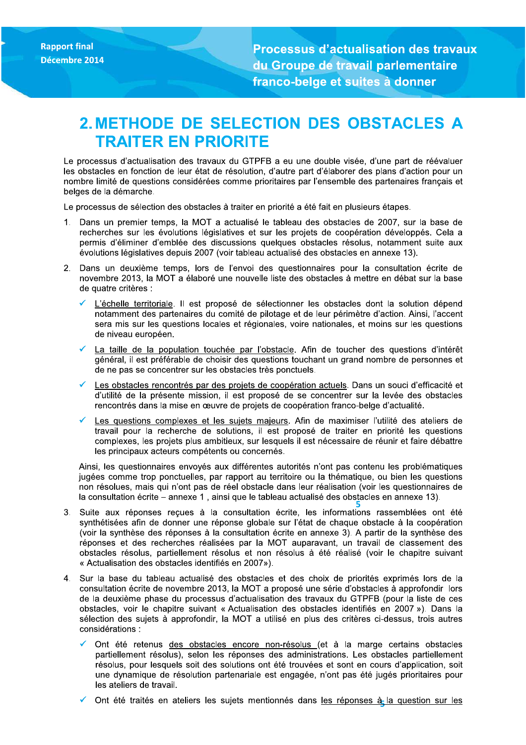# 2. METHODE DE SELECTION DES OBSTACLES A TRAITER EN PRIORITE

Le processus d'actualisation des travaux du GTPFB a eu une double visée, d'une part de réévaluer les obstacles en fonction de leur état de résolution, d'autre part d'élaborer des plans d'action pour un nombre limité de questions considérées comme prioritaires par l'ensemble des partenaires français et belges de la démarche.

Le processus de sélection des obstacles à traiter en priorité a été fait en plusieurs étapes.

1. Dans un premier temps, la MOT a actualisé le tableau des obstacles de 2007, sur la base de recherches sur les évolutions législatives et sur les projets de coopération développés. Cela a permis d'éliminer d'emblée des discussions quelques obstacles résolus, notamment suite aux évolutions législatives depuis 2007 (voir tableau actualisé des obstacles en annexe 13).

2. Dans un deuxième temps, lors de l'envoi des questionnaires pour la consultation écrite de novembre 2013, la MOT a élaboré une nouvelle liste des obstacles à mettre en débat sur la base de quatre critères :

   - ✓ L'échelle territoriale. Il est proposé de sélectionner les obstacles dont la solution dépend notamment des partenaires du comité de pilotage et de leur périmètre d'action. Ainsi, l'accent sera mis sur les questions locales et régionales, voire nationales, et moins sur les questions de niveau européen.
   - ✓ La taille de la population touchée par l'obstacle. Afin de toucher des questions d'intérêt général, il est préférable de choisir des questions touchant un grand nombre de personnes et de ne pas se concentrer sur les obstacles très ponctuels.
   - ✓ Les obstacles rencontrés par des projets de coopération actuels. Dans un souci d'efficacité et d'utilité de la présente mission, il est proposé de se concentrer sur la levée des obstacles rencontrés dans la mise en œuvre de projets de coopération franco-belge d'actualité.
   - ✓ Les questions complexes et les sujets majeurs. Afin de maximiser l'utilité des ateliers de travail pour la recherche de solutions, il est proposé de traiter en priorité les questions complexes, les projets plus ambitieux, sur lesquels il est nécessaire de réunir et faire débattre les principaux acteurs compétents ou concernés.

   Ainsi, les questionnaires envoyés aux différentes autorités n'ont pas contenu les problématiques jugées comme trop ponctuelles, par rapport au territoire ou la thématique, ou bien les questions non résolues, mais qui n'ont pas de réel obstacle dans leur réalisation (voir les questionnaires de la consultation écrite – annexe 1 , ainsi que le tableau actualisé des obstacles en annexe 13).

3. Suite aux réponses reçues à la consultation écrite, les informations rassemblées ont été synthétisées afin de donner une réponse globale sur l'état de chaque obstacle à la coopération (voir la synthèse des réponses à la consultation écrite en annexe 3). A partir de la synthèse des réponses et des recherches réalisées par la MOT auparavant, un travail de classement des obstacles résolus, partiellement résolus et non résolus à été réalisé (voir le chapitre suivant « Actualisation des obstacles identifiés en 2007»).

4. Sur la base du tableau actualisé des obstacles et des choix de priorités exprimés lors de la consultation écrite de novembre 2013, la MOT a proposé une série d'obstacles à approfondir lors de la deuxième phase du processus d'actualisation des travaux du GTPFB (pour la liste de ces obstacles, voir le chapitre suivant « Actualisation des obstacles identifiés en 2007 »). Dans la sélection des sujets à approfondir, la MOT a utilisé en plus des critères ci-dessus, trois autres considérations :

   - ✓ Ont été retenus des obstacles encore non-résolus (et à la marge certains obstacles partiellement résolus), selon les réponses des administrations. Les obstacles partiellement résolus, pour lesquels soit des solutions ont été trouvées et sont en cours d'application, soit une dynamique de résolution partenariale est engagée, n'ont pas été jugés prioritaires pour les ateliers de travail.
   - ✓ Ont été traités en ateliers les sujets mentionnés dans les réponses à la question sur les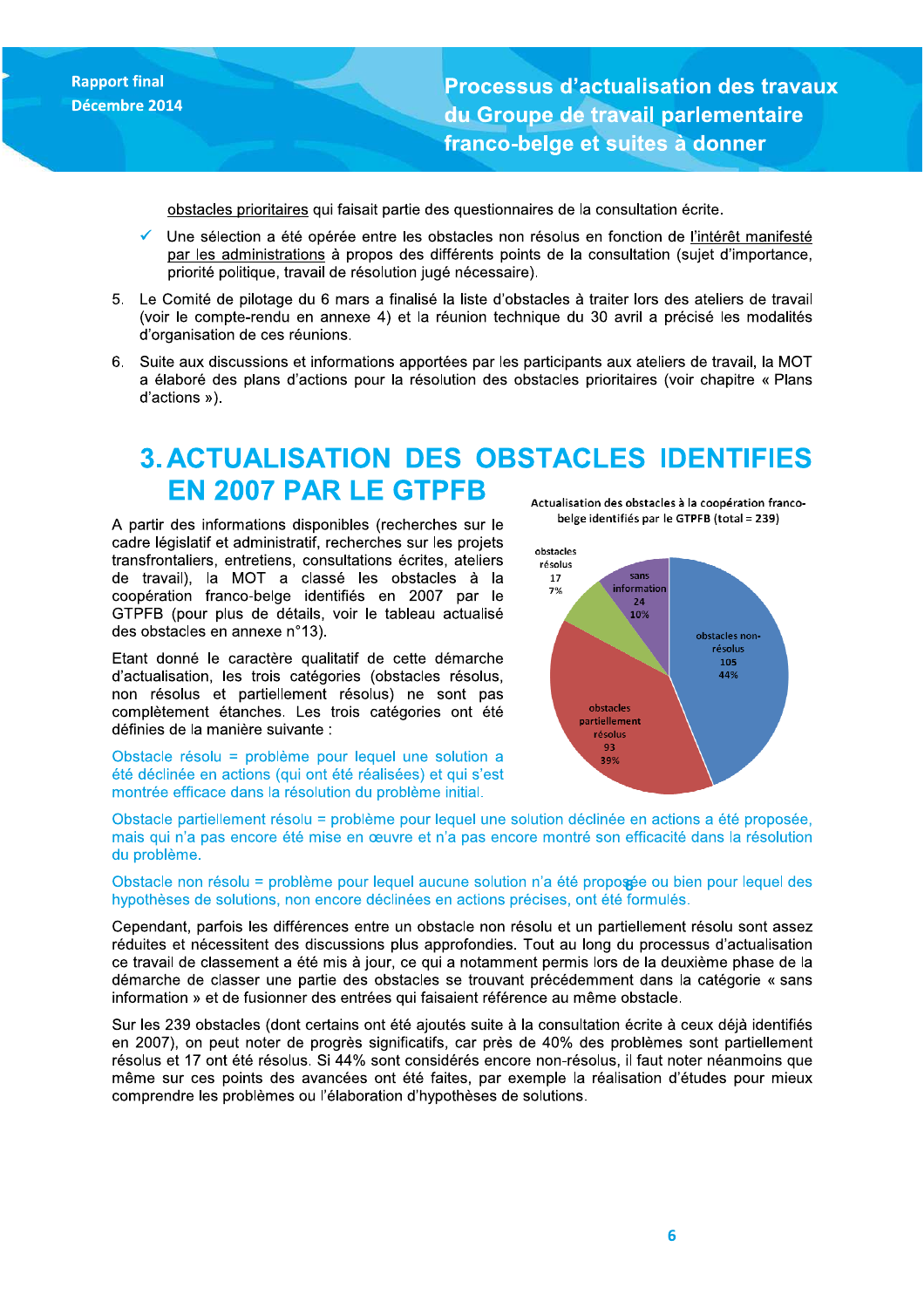obstacles prioritaires qui faisait partie des questionnaires de la consultation écrite.

- ✓ Une sélection a été opérée entre les obstacles non résolus en fonction de l'intérêt manifesté par les administrations à propos des différents points de la consultation (sujet d'importance, priorité politique, travail de résolution jugé nécessaire).

5. Le Comité de pilotage du 6 mars a finalisé la liste d'obstacles à traiter lors des ateliers de travail (voir le compte-rendu en annexe 4) et la réunion technique du 30 avril a précisé les modalités d'organisation de ces réunions.

6. Suite aux discussions et informations apportées par les participants aux ateliers de travail, la MOT a élaboré des plans d'actions pour la résolution des obstacles prioritaires (voir chapitre « Plans d'actions »).

# 3. ACTUALISATION DES OBSTACLES IDENTIFIES EN 2007 PAR LE GTPFB

A partir des informations disponibles (recherches sur le cadre législatif et administratif, recherches sur les projets transfrontaliers, entretiens, consultations écrites, ateliers de travail), la MOT a classé les obstacles à la coopération franco-belge identifiés en 2007 par le GTPFB (pour plus de détails, voir le tableau actualisé des obstacles en annexe n°13).

Actualisation des obstacles à la coopération franco-belge identifiés par le GTPFB (total = 239)

| Catégorie | Nombre | % |
|---|---|---|
| obstacles non-résolus | 105 | 44% |
| obstacles partiellement résolus | 93 | 39% |
| obstacles résolus | 17 | 7% |
| sans information | 24 | 10% |

Etant donné le caractère qualitatif de cette démarche d'actualisation, les trois catégories (obstacles résolus, non résolus et partiellement résolus) ne sont pas complètement étanches. Les trois catégories ont été définies de la manière suivante :

Obstacle résolu = problème pour lequel une solution a été déclinée en actions (qui ont été réalisées) et qui s'est montrée efficace dans la résolution du problème initial.

Obstacle partiellement résolu = problème pour lequel une solution déclinée en actions a été proposée, mais qui n'a pas encore été mise en œuvre et n'a pas encore montré son efficacité dans la résolution du problème.

Obstacle non résolu = problème pour lequel aucune solution n'a été proposée ou bien pour lequel des hypothèses de solutions, non encore déclinées en actions précises, ont été formulés.

Cependant, parfois les différences entre un obstacle non résolu et un partiellement résolu sont assez réduites et nécessitent des discussions plus approfondies. Tout au long du processus d'actualisation ce travail de classement a été mis à jour, ce qui a notamment permis lors de la deuxième phase de la démarche de classer une partie des obstacles se trouvant précédemment dans la catégorie « sans information » et de fusionner des entrées qui faisaient référence au même obstacle.

Sur les 239 obstacles (dont certains ont été ajoutés suite à la consultation écrite à ceux déjà identifiés en 2007), on peut noter de progrès significatifs, car près de 40% des problèmes sont partiellement résolus et 17 ont été résolus. Si 44% sont considérés encore non-résolus, il faut noter néanmoins que même sur ces points des avancées ont été faites, par exemple la réalisation d'études pour mieux comprendre les problèmes ou l'élaboration d'hypothèses de solutions.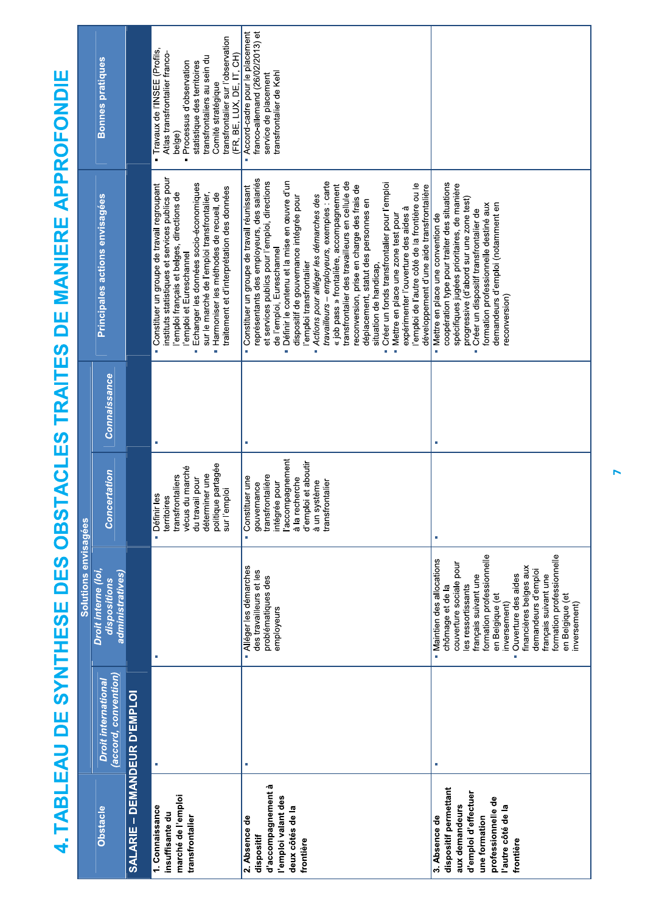# 4. TABLEAU DE SYNTHESE DES OBSTACLES TRAITES DE MANIERE APPROFONDIE

| Obstacle | Solutions envisagées | | | | Principales actions envisagées | Bonnes pratiques |
|---|---|---|---|---|---|---|
| | *Droit international (accord, convention)* | *Droit interne (loi, dispositions administratives)* | *Concertation* | *Connaissance* | | |
| **SALARIE – DEMANDEUR D'EMPLOI** | | | | | | |
| **1. Connaissance insuffisante du marché de l'emploi transfrontalier** | ▪ | ▪ | ▪ Définir les territoires transfrontaliers vécus du marché du travail pour déterminer une politique partagée sur l'emploi | ▪ | ▪ Constituer un groupe de travail regroupant instituts statistiques et services publics pour l'emploi français et belges, directions de l'emploi et Eureschannel<br>▪ Echanger les données socio-économiques sur le marché de l'emploi transfrontalier,<br>▪ Harmoniser les méthodes de recueil, de traitement et d'interprétation des données | ▪ Travaux de l'INSEE (Profils, Atlas transfrontalier franco-belge)<br>▪ Processus d'observation statistique des territoires transfrontaliers au sein du Comité stratégique transfrontalier sur l'observation (FR, BE, LUX, DE, IT, CH) |
| **2. Absence de dispositif d'accompagnement à l'emploi valant des deux côtés de la frontière** | ▪ | ▪ Alléger les démarches des travailleurs et les problématiques des employeurs | ▪ Constituer une gouvernance transfrontalière intégrée pour l'accompagnement à la recherche d'emploi et aboutir à un système transfrontalier | ▪ | ▪ Constituer un groupe de travail réunissant représentants des employeurs, des salariés et services publics pour l'emploi, directions de l'emploi, Eureschannel<br>▪ Définir le contenu et la mise en œuvre d'un dispositif de gouvernance intégrée pour l'emploi transfrontalier<br>▪ *Actions pour alléger les démarches des travailleurs – employeurs*, exemples : carte « job pass » frontalière, accompagnement transfrontalier des travailleurs en cellule de reconversion, prise en charge des frais de déplacement, statut des personnes en situation de handicap,<br>▪ Créer un fonds transfrontalier pour l'emploi<br>▪ Mettre en place une zone test pour expérimenter l'ouverture des aides à l'emploi de l'autre côté de la frontière ou le développement d'une aide transfrontalière | ▪ Accord-cadre pour le placement franco-allemand (26/02/2013) et service de placement transfrontalier de Kehl |
| **3. Absence de dispositif permettant aux demandeurs d'emploi d'effectuer une formation professionnelle de l'autre côté de la frontière** | ▪ | ▪ Maintien des allocations chômage et de la couverture sociale pour les ressortissants français suivant une formation professionnelle en Belgique (et inversement)<br>▪ Ouverture des aides financières belges aux demandeurs d'emploi français suivant une formation professionnelle en Belgique (et inversement) | ▪ | ▪ | ▪ Mettre en place une convention de coopération type pour traiter des situations spécifiques jugées prioritaires, de manière progressive (d'abord sur une zone test)<br>▪ Créer un dispositif transfrontalier de formation professionnelle destiné aux demandeurs d'emploi (notamment en reconversion) | |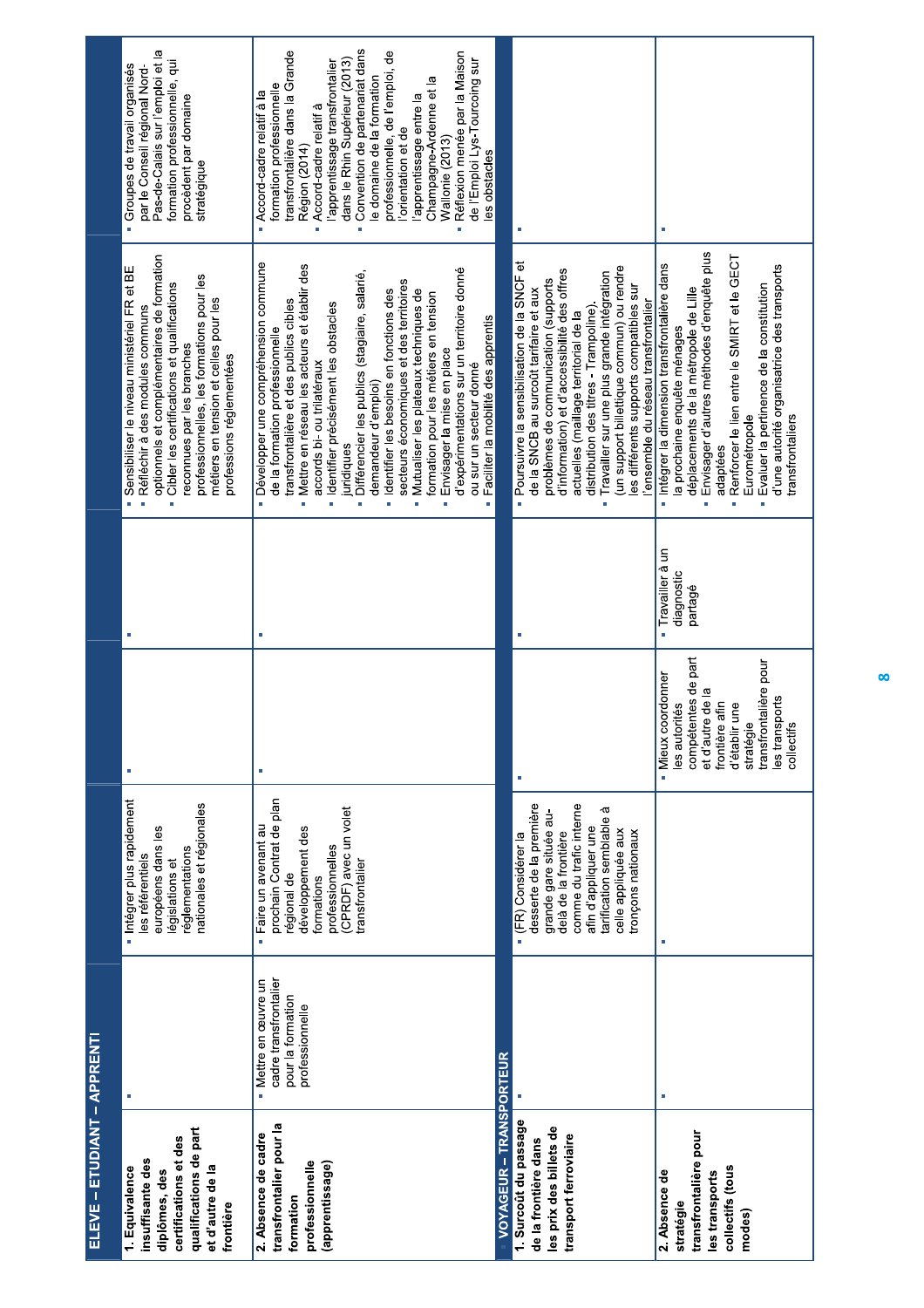| | | | | | | |
|---|---|---|---|---|---|---|
| **ELEVE – ETUDIANT – APPRENTI** | | | | | | |
| **1. Equivalence insuffisante des diplômes, des certifications et des qualifications de part et d'autre de la frontière** | | ▪ Intégrer plus rapidement les référentiels européens dans les législations et réglementations nationales et régionales | | | ▪ Sensibiliser le niveau ministériel FR et BE<br>▪ Réfléchir à des modules communs optionnels et complémentaires de formation<br>▪ Cibler les certifications et qualifications reconnues par les branches professionnelles, les formations pour les métiers en tension et celles pour les professions réglementées | ▪ Groupes de travail organisés par le Conseil régional Nord-Pas-de-Calais sur l'emploi et la formation professionnelle, qui procèdent par domaine stratégique |
| **2. Absence de cadre transfrontalier pour la formation professionnelle (apprentissage)** | ▪ Mettre en œuvre un cadre transfrontalier pour la formation professionnelle | ▪ Faire un avenant au prochain Contrat de plan régional de développement des formations professionnelles (CPRDF) avec un volet transfrontalier | | | ▪ Développer une compréhension commune de la formation professionnelle transfrontalière et des publics cibles<br>▪ Mettre en réseau les acteurs et établir des accords bi- ou trilatéraux<br>▪ Identifier précisément les obstacles juridiques<br>▪ Différencier les publics (stagiaire, salarié, demandeur d'emploi)<br>▪ Identifier les besoins en fonctions des secteurs économiques et des territoires<br>▪ Mutualiser les plateaux techniques de formation pour les métiers en tension<br>▪ Envisager la mise en place d'expérimentations sur un territoire donné ou sur un secteur donné<br>▪ Faciliter la mobilité des apprentis | ▪ Accord-cadre relatif à la formation professionnelle transfrontalière dans la Grande Région (2014)<br>▪ Accord-cadre relatif à l'apprentissage transfrontalier dans le Rhin Supérieur (2013)<br>▪ Convention de partenariat dans le domaine de la formation professionnelle, de l'emploi, de l'orientation et de l'apprentissage entre la Champagne-Ardenne et la Wallonie (2013)<br>▪ Réflexion menée par la Maison de l'Emploi Lys-Tourcoing sur les obstacles |
| **VOYAGEUR – TRANSPORTEUR** | | | | | | |
| **1. Surcoût du passage de la frontière dans les prix des billets de transport ferroviaire** | | ▪ (FR) Considérer la desserte de la première grande gare située au-delà de la frontière comme du trafic interne afin d'appliquer une tarification semblable à celle appliquée aux tronçons nationaux | | | ▪ Poursuivre la sensibilisation de la SNCF et de la SNCB au surcoût tarifaire et aux problèmes de communication (supports d'information) et d'accessibilité des offres actuelles (maillage territorial de la distribution des titres - Trampoline).<br>▪ Travailler sur une plus grande intégration (un support billettique commun) ou rendre les différents supports compatibles sur l'ensemble du réseau transfrontalier | |
| **2. Absence de stratégie transfrontalière pour les transports collectifs (tous modes)** | | | ▪ Mieux coordonner les autorités compétentes de part et d'autre de la frontière afin d'établir une stratégie transfrontalière pour les transports collectifs | ▪ Travailler à un diagnostic partagé | ▪ Intégrer la dimension transfrontalière dans la prochaine enquête ménages déplacements de la métropole de Lille<br>▪ Envisager d'autres méthodes d'enquête plus adaptées<br>▪ Renforcer le lien entre le SMIRT et le GECT Eurométropole<br>▪ Evaluer la pertinence de la constitution d'une autorité organisatrice des transports transfrontaliers | |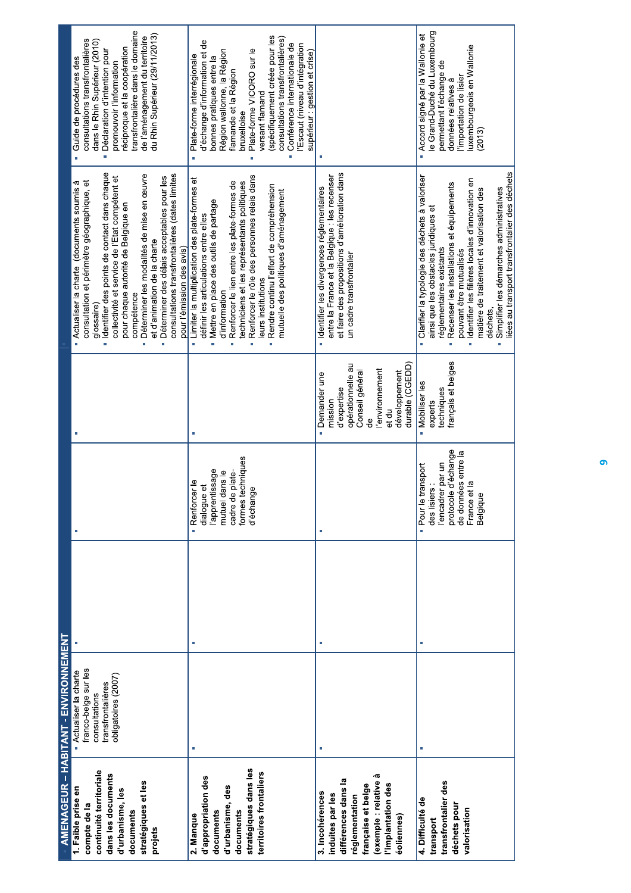| AMENAGEUR – HABITANT - ENVIRONNEMENT | | | | | | | |
|---|---|---|---|---|---|---|---|
| **1. Faible prise en compte de la continuité territoriale dans les documents d'urbanisme, les documents stratégiques et les projets** | ▪ Actualiser la charte franco-belge sur les consultations transfrontalières obligatoires (2007) | ▪ | | ▪ | ▪ | ▪ Actualiser la charte (documents soumis à consultation et périmètre géographique, et glossaire)<br>▪ Identifier des points de contact dans chaque collectivité et service de l'Etat compétent et pour chaque autorité de Belgique en compétence<br>▪ Déterminer les modalités de mise en œuvre et d'animation de la charte<br>▪ Déterminer des délais acceptables pour les consultations transfrontalières (dates limites pour l'émission des avis) | ▪ Guide de procédures des consultations transfrontalières dans le Rhin Supérieur (2010)<br>▪ Déclaration d'intention pour promouvoir l'information réciproque et la coopération transfrontalière dans le domaine de l'aménagement du territoire du Rhin Supérieur (29/11/2013) |
| **2. Manque d'appropriation des documents d'urbanisme, des documents stratégiques dans les territoires frontaliers** | ▪ | ▪ | | ▪ Renforcer le dialogue et l'apprentissage mutuel dans le cadre de plate-formes techniques d'échange | ▪ | ▪ Limiter la multiplication des plate-formes et définir les articulations entre elles<br>▪ Mettre en place des outils de partage d'information<br>▪ Renforcer le lien entre les plate-formes de techniciens et les représentants politiques<br>▪ Renforcer le rôle des personnes relais dans leurs institutions<br>▪ Rendre continu l'effort de compréhension mutuelle des politiques d'aménagement | ▪ Plate-forme interrégionale d'échange d'information et de bonnes pratiques entre la Région wallonne, la Région flamande et la Région bruxelloise<br>▪ Plate-forme VICORO sur le versant flamand (spécifiquement créée pour les consultations transfrontalières)<br>▪ Conférence internationale de l'Escaut (niveau d'intégration supérieur : gestion et crise) |
| **3. Incohérences induites par les différences dans la réglementation française et belge (exemple : relative à l'implantation des éoliennes)** | ▪ | ▪ | | ▪ | ▪ Demander une mission d'expertise opérationnelle au Conseil général de l'environnement et du développement durable (CGEDD) | ▪ Identifier les divergences réglementaires entre la France et la Belgique : les recenser et faire des propositions d'amélioration dans un cadre transfrontalier | ▪ |
| **4. Difficulté de transport transfrontalier des déchets pour valorisation** | ▪ | ▪ | | ▪ Pour le transport des lisiers : l'encadrer par un protocole d'échange de données entre la France et la Belgique | ▪ Mobiliser les experts techniques français et belges | ▪ Clarifier la typologie des déchets à valoriser ainsi que les obstacles juridiques et réglementaires existants<br>▪ Recenser les installations et équipements pouvant être mutualisés<br>▪ Identifier les filières locales d'innovation en matière de traitement et valorisation des déchets.<br>▪ Simplifier les démarches administratives liées au transport transfrontalier des déchets | ▪ Accord signé par la Wallonie et le Grand-Duché du Luxembourg permettant l'échange de données relatives à l'importation de lisier luxembourgeois en Wallonie (2013) |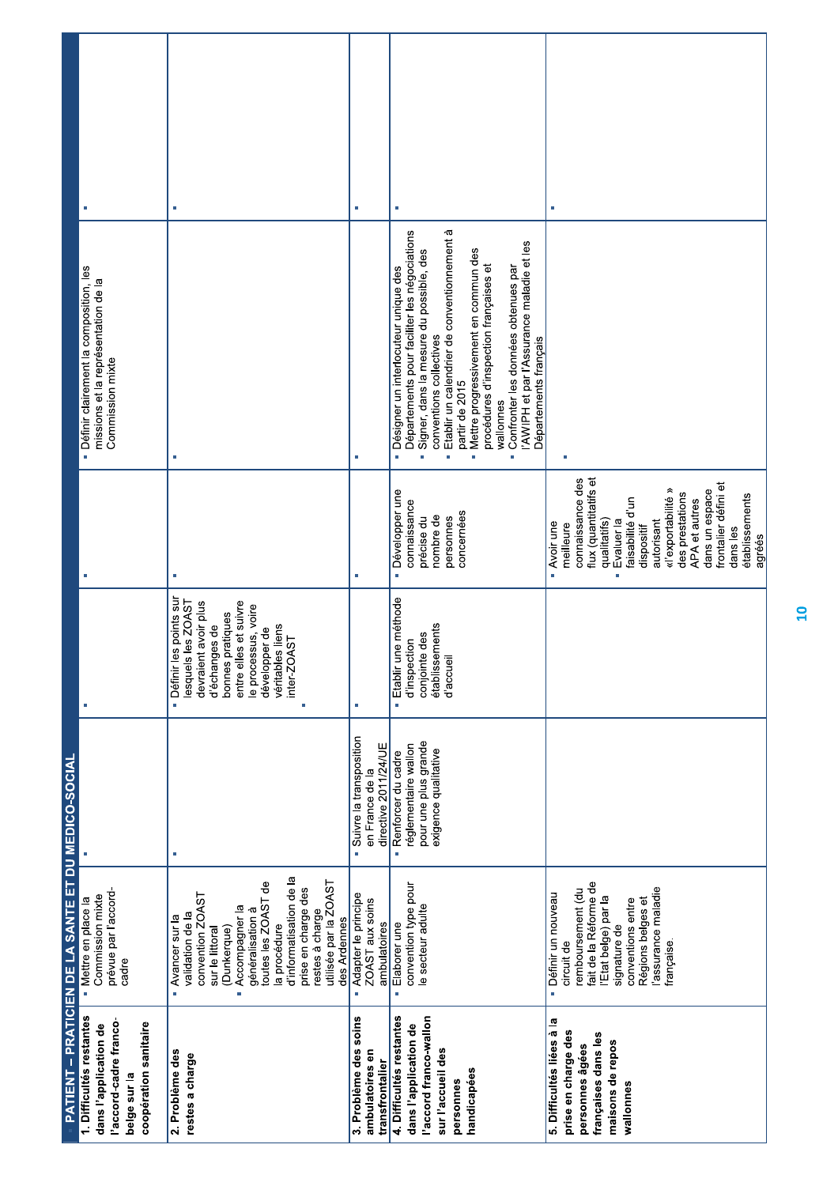| PATIENT – PRATICIEN DE LA SANTE ET DU MEDICO-SOCIAL | | | | | | |
|---|---|---|---|---|---|---|
| **1. Difficultés restantes dans l'application de l'accord-cadre franco-belge sur la coopération sanitaire** | ▪ Mettre en place la Commission mixte prévue par l'accord-cadre | ▪ | ▪ | ▪ | ▪ Définir clairement la composition, les missions et la représentation de la Commission mixte | ▪ |
| **2. Problème des restes à charge** | ▪ Avancer sur la validation de la convention ZOAST sur le littoral (Dunkerque)<br>▪ Accompagner la généralisation à toutes les ZOAST de la procédure d'informatisation de la prise en charge des restes à charge utilisée par la ZOAST des Ardennes | ▪ | ▪ Définir les points sur lesquels les ZOAST devraient avoir plus d'échanges de bonnes pratiques entre elles et suivre le processus, voire développer de véritables liens inter-ZOAST<br>▪ | ▪ | ▪ | ▪ |
| **3. Problème des soins ambulatoires en transfrontalier** | ▪ Adapter le principe ZOAST aux soins ambulatoires | ▪ Suivre la transposition en France de la directive 2011/24/UE | ▪ | ▪ | ▪ | ▪ |
| **4. Difficultés restantes dans l'application de l'accord franco-wallon sur l'accueil des personnes handicapées** | ▪ Elaborer une convention type pour le secteur adulte | ▪ Renforcer du cadre réglementaire wallon pour une plus grande exigence qualitative | ▪ Etablir une méthode d'inspection conjointe des établissements d'accueil | ▪ Développer une connaissance précise du nombre de personnes concernées | ▪ Désigner un interlocuteur unique des Départements pour faciliter les négociations<br>▪ Signer, dans la mesure du possible, des conventions collectives<br>▪ Etablir un calendrier de conventionnement à partir de 2015<br>▪ Mettre progressivement en commun des procédures d'inspection françaises et wallonnes<br>▪ Confronter les données obtenues par l'AWIPH et par l'Assurance maladie et les Départements français | ▪ |
| **5. Difficultés liées à la prise en charge des personnes âgées françaises dans les maisons de repos wallonnes** | ▪ Définir un nouveau circuit de remboursement (du fait de la Réforme de l'Etat belge) par la signature de conventions entre Régions belges et l'assurance maladie française. | | | ▪ Avoir une meilleure connaissance des flux (quantitatifs et qualitatifs)<br>▪ Evaluer la faisabilité d'un dispositif autorisant «l'exportabilité » des prestations APA et autres dans un espace frontalier défini et dans les établissements agréés | ▪ | ▪ |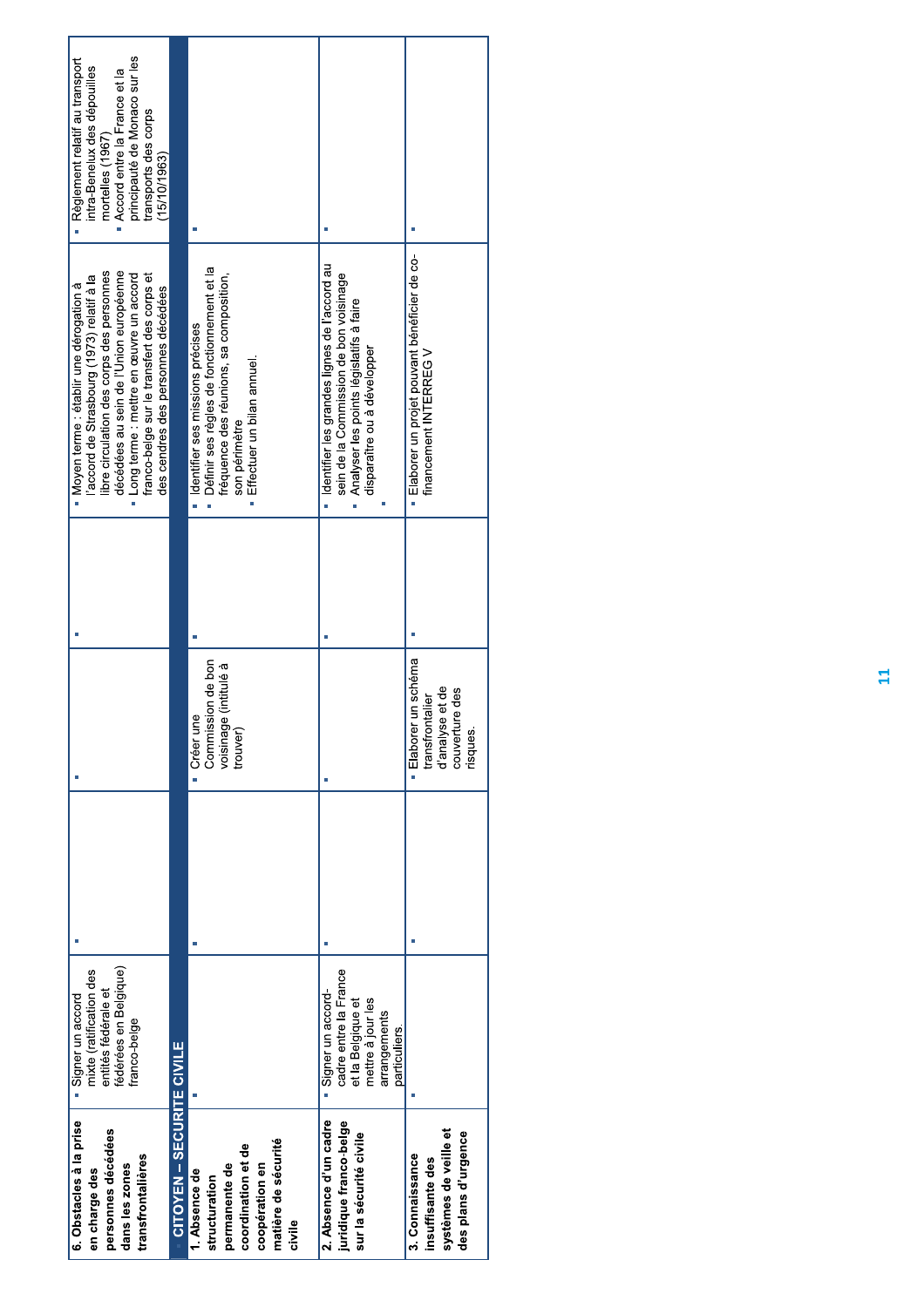| | | | | | | |
|---|---|---|---|---|---|---|
| **6. Obstacles à la prise en charge des personnes décédées dans les zones transfrontalières** | ▪ Signer un accord mixte (ratification des entités fédérale et fédérées en Belgique) franco-belge | ▪ | ▪ | ▪ | ▪ Moyen terme : établir une dérogation à l'accord de Strasbourg (1973) relatif à la libre circulation des corps des personnes décédées au sein de l'Union européenne<br>▪ Long terme : mettre en œuvre un accord franco-belge sur le transfert des corps et des cendres des personnes décédées | ▪ Règlement relatif au transport intra-Benelux des dépouilles mortelles (1967)<br>▪ Accord entre la France et la principauté de Monaco sur les transports des corps (15/10/1963) |
| **CITOYEN – SECURITE CIVILE** | | | | | | |
| **1. Absence de structuration permanente de coordination et de coopération en matière de sécurité civile** | ▪ | ▪ | ▪ Créer une Commission de bon voisinage (intitulé à trouver) | ▪ | ▪ Identifier ses missions précises<br>▪ Définir ses règles de fonctionnement et la fréquence des réunions, sa composition, son périmètre<br>▪ Effectuer un bilan annuel. | ▪ |
| **2. Absence d'un cadre juridique franco-belge sur la sécurité civile** | ▪ Signer un accord-cadre entre la France et la Belgique et mettre à jour les arrangements particuliers. | ▪ | ▪ | ▪ | ▪ Identifier les grandes lignes de l'accord au sein de la Commission de bon voisinage<br>▪ Analyser les points législatifs à faire disparaître ou à développer<br>▪ | ▪ |
| **3. Connaissance insuffisante des systèmes de veille et des plans d'urgence** | ▪ | ▪ | ▪ Elaborer un schéma transfrontalier d'analyse et de couverture des risques. | ▪ | ▪ Elaborer un projet pouvant bénéficier de co-financement INTERREG V | ▪ |